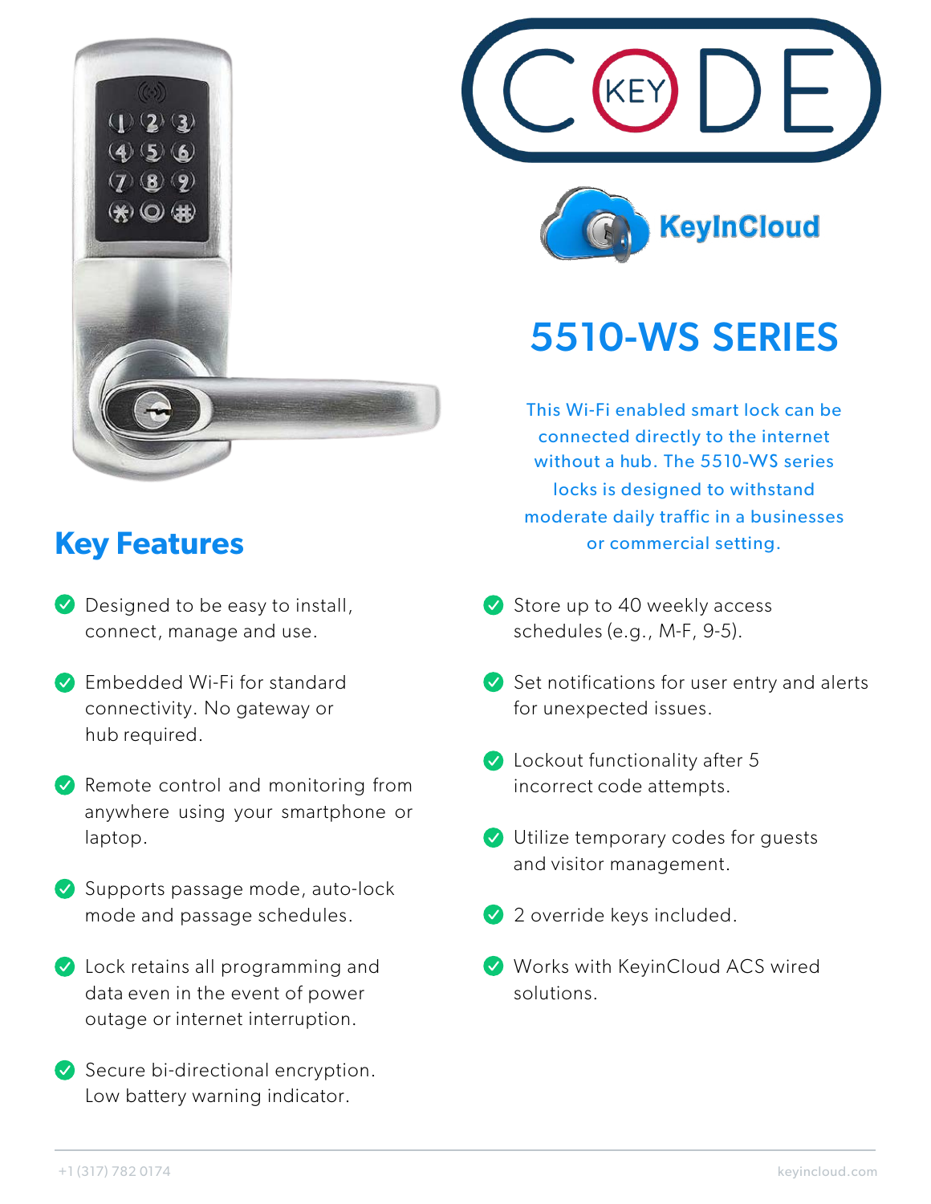# 5510-WS SERIES

This Wi-Fi enabled smart lock can be connected directly to the internet without a hub. The 5510-WS series locks is designed to withstand moderate daily traffic in a businesses or commercial setting.

## Key Features

- Designed to be easy to install, connect, manage and use.
- Embedded Wi-Fi for standard connectivity. No gateway or hub required.
- Remote control and monitoring from anywhere using your smartphone or laptop.
- Supports passage mode, auto-lock mode and passage schedules.
- Lock retains all programming and data even in the event of power outage or internet interruption.
- Secure bi-directional encryption. Low battery warning indicator.
- Store up to 40 weekly access schedules (e.g., M-F, 9-5).
- Set notifications for user entry and alerts for unexpected issues.
- Lockout functionality after 5 incorrect code attempts.
- Utilize temporary codes for guests and visitor management.
- 2 override keys included.
- Works with KeyinCloud ACS wired solutions.

+1 (317) 782 0174    keyincloud.com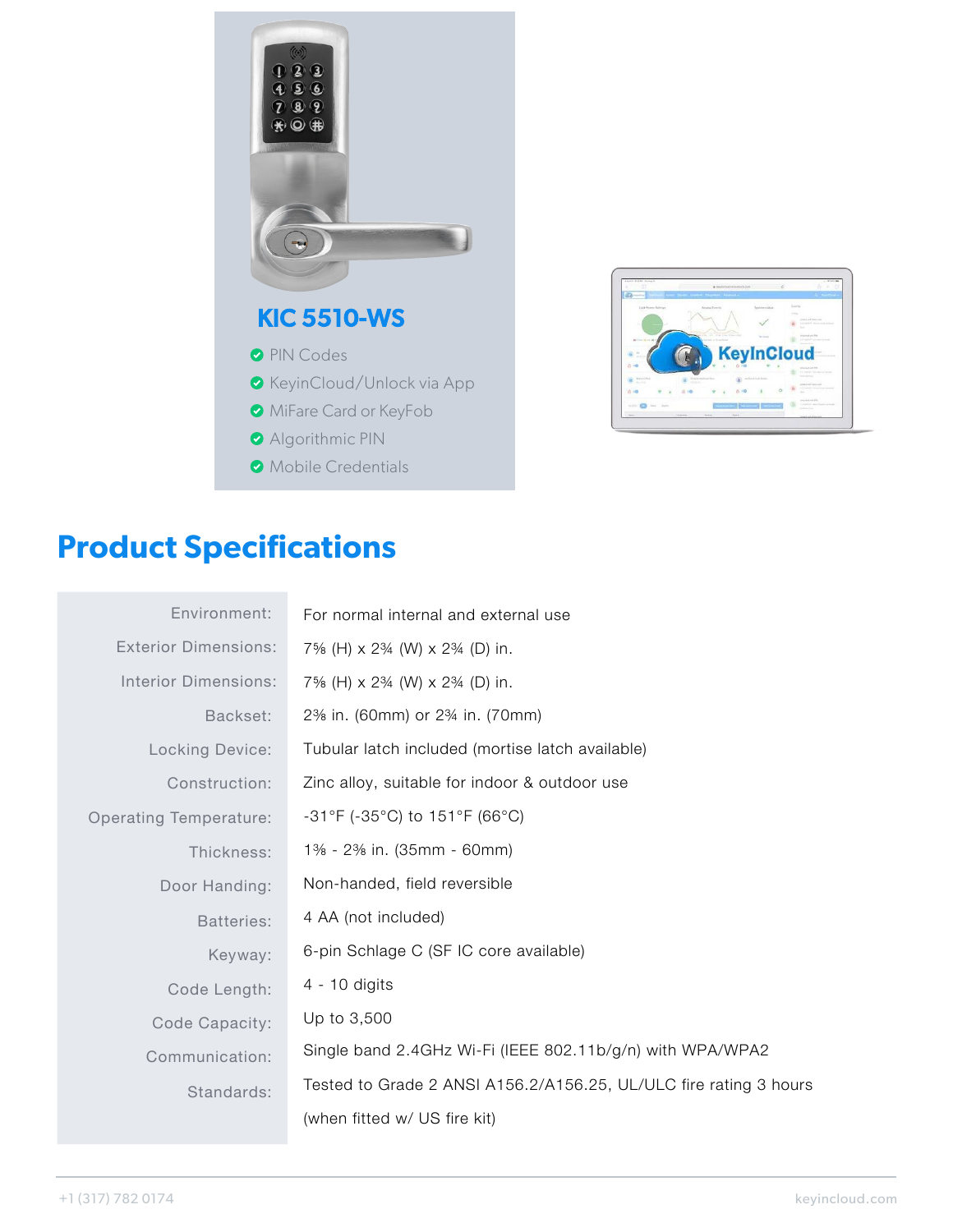## KIC 5510-WS

- PIN Codes
- KeyinCloud/Unlock via App
- MiFare Card or KeyFob
- Algorithmic PIN
- Mobile Credentials

# Product Specifications

| | |
|---|---|
| Environment: | For normal internal and external use |
| Exterior Dimensions: | 7⅝ (H) x 2¾ (W) x 2¾ (D) in. |
| Interior Dimensions: | 7⅝ (H) x 2¾ (W) x 2¾ (D) in. |
| Backset: | 2⅜ in. (60mm) or 2¾ in. (70mm) |
| Locking Device: | Tubular latch included (mortise latch available) |
| Construction: | Zinc alloy, suitable for indoor & outdoor use |
| Operating Temperature: | -31°F (-35°C) to 151°F (66°C) |
| Thickness: | 1⅜ - 2⅜ in. (35mm - 60mm) |
| Door Handing: | Non-handed, field reversible |
| Batteries: | 4 AA (not included) |
| Keyway: | 6-pin Schlage C (SF IC core available) |
| Code Length: | 4 - 10 digits |
| Code Capacity: | Up to 3,500 |
| Communication: | Single band 2.4GHz Wi-Fi (IEEE 802.11b/g/n) with WPA/WPA2 |
| Standards: | Tested to Grade 2 ANSI A156.2/A156.25, UL/ULC fire rating 3 hours (when fitted w/ US fire kit) |

+1 (317) 782 0174

keyincloud.com